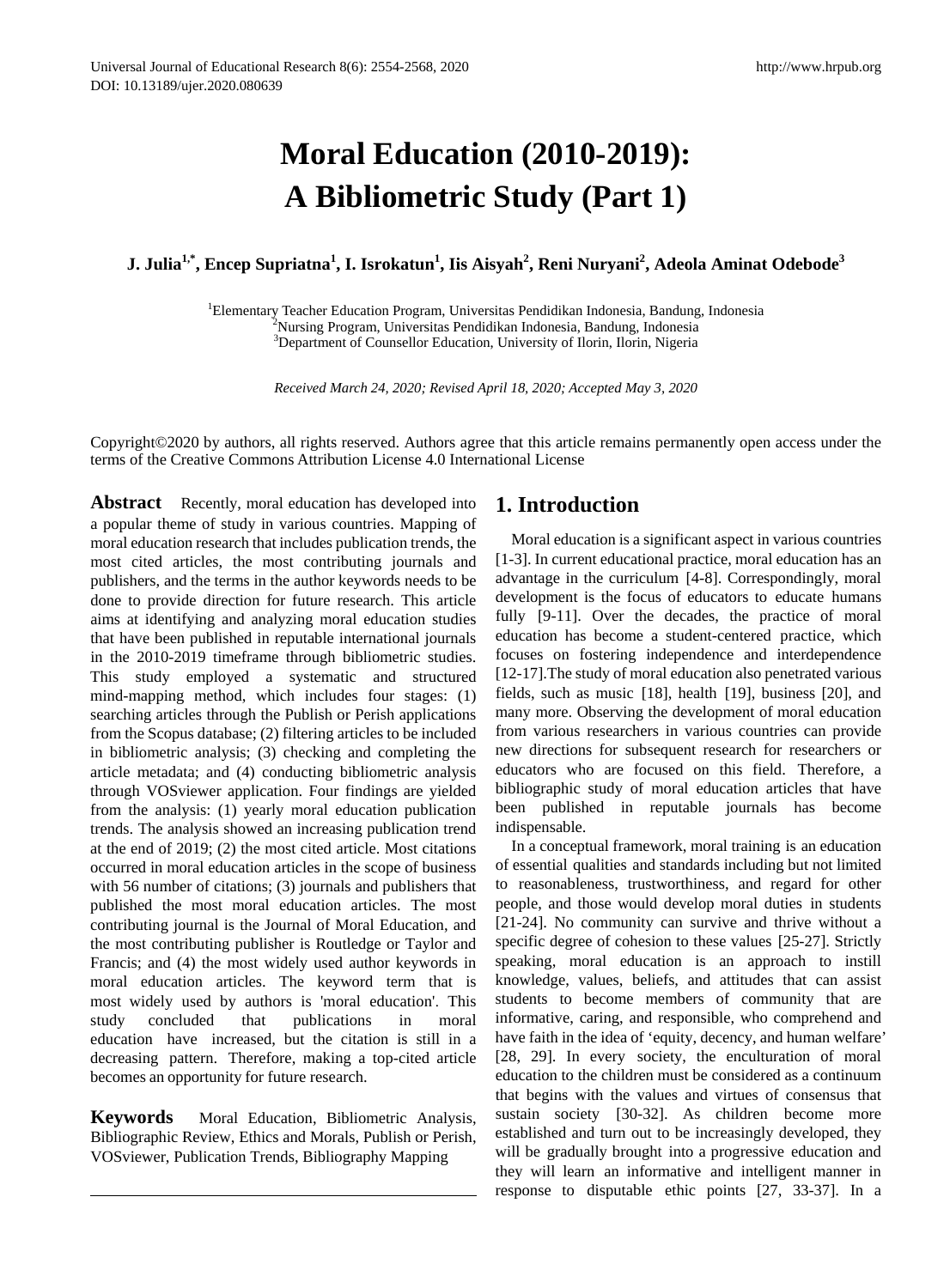# Moral Education (2010-2019): A Bibliometric Study (Part 1)

**J. Julia[1,*], Encep Supriatna[1], I. Isrokatun[1], Iis Aisyah[2], Reni Nuryani[2], Adeola Aminat Odebode[3]**

[1]Elementary Teacher Education Program, Universitas Pendidikan Indonesia, Bandung, Indonesia
[2]Nursing Program, Universitas Pendidikan Indonesia, Bandung, Indonesia
[3]Department of Counsellor Education, University of Ilorin, Ilorin, Nigeria

*Received March 24, 2020; Revised April 18, 2020; Accepted May 3, 2020*

Copyright©2020 by authors, all rights reserved. Authors agree that this article remains permanently open access under the terms of the Creative Commons Attribution License 4.0 International License

**Abstract** Recently, moral education has developed into a popular theme of study in various countries. Mapping of moral education research that includes publication trends, the most cited articles, the most contributing journals and publishers, and the terms in the author keywords needs to be done to provide direction for future research. This article aims at identifying and analyzing moral education studies that have been published in reputable international journals in the 2010-2019 timeframe through bibliometric studies. This study employed a systematic and structured mind-mapping method, which includes four stages: (1) searching articles through the Publish or Perish applications from the Scopus database; (2) filtering articles to be included in bibliometric analysis; (3) checking and completing the article metadata; and (4) conducting bibliometric analysis through VOSviewer application. Four findings are yielded from the analysis: (1) yearly moral education publication trends. The analysis showed an increasing publication trend at the end of 2019; (2) the most cited article. Most citations occurred in moral education articles in the scope of business with 56 number of citations; (3) journals and publishers that published the most moral education articles. The most contributing journal is the Journal of Moral Education, and the most contributing publisher is Routledge or Taylor and Francis; and (4) the most widely used author keywords in moral education articles. The keyword term that is most widely used by authors is 'moral education'. This study concluded that publications in moral education have increased, but the citation is still in a decreasing pattern. Therefore, making a top-cited article becomes an opportunity for future research.

**Keywords** Moral Education, Bibliometric Analysis, Bibliographic Review, Ethics and Morals, Publish or Perish, VOSviewer, Publication Trends, Bibliography Mapping

## 1. Introduction

Moral education is a significant aspect in various countries [1-3]. In current educational practice, moral education has an advantage in the curriculum [4-8]. Correspondingly, moral development is the focus of educators to educate humans fully [9-11]. Over the decades, the practice of moral education has become a student-centered practice, which focuses on fostering independence and interdependence [12-17].The study of moral education also penetrated various fields, such as music [18], health [19], business [20], and many more. Observing the development of moral education from various researchers in various countries can provide new directions for subsequent research for researchers or educators who are focused on this field. Therefore, a bibliographic study of moral education articles that have been published in reputable journals has become indispensable.

In a conceptual framework, moral training is an education of essential qualities and standards including but not limited to reasonableness, trustworthiness, and regard for other people, and those would develop moral duties in students [21-24]. No community can survive and thrive without a specific degree of cohesion to these values [25-27]. Strictly speaking, moral education is an approach to instill knowledge, values, beliefs, and attitudes that can assist students to become members of community that are informative, caring, and responsible, who comprehend and have faith in the idea of 'equity, decency, and human welfare' [28, 29]. In every society, the enculturation of moral education to the children must be considered as a continuum that begins with the values and virtues of consensus that sustain society [30-32]. As children become more established and turn out to be increasingly developed, they will be gradually brought into a progressive education and they will learn an informative and intelligent manner in response to disputable ethic points [27, 33-37]. In a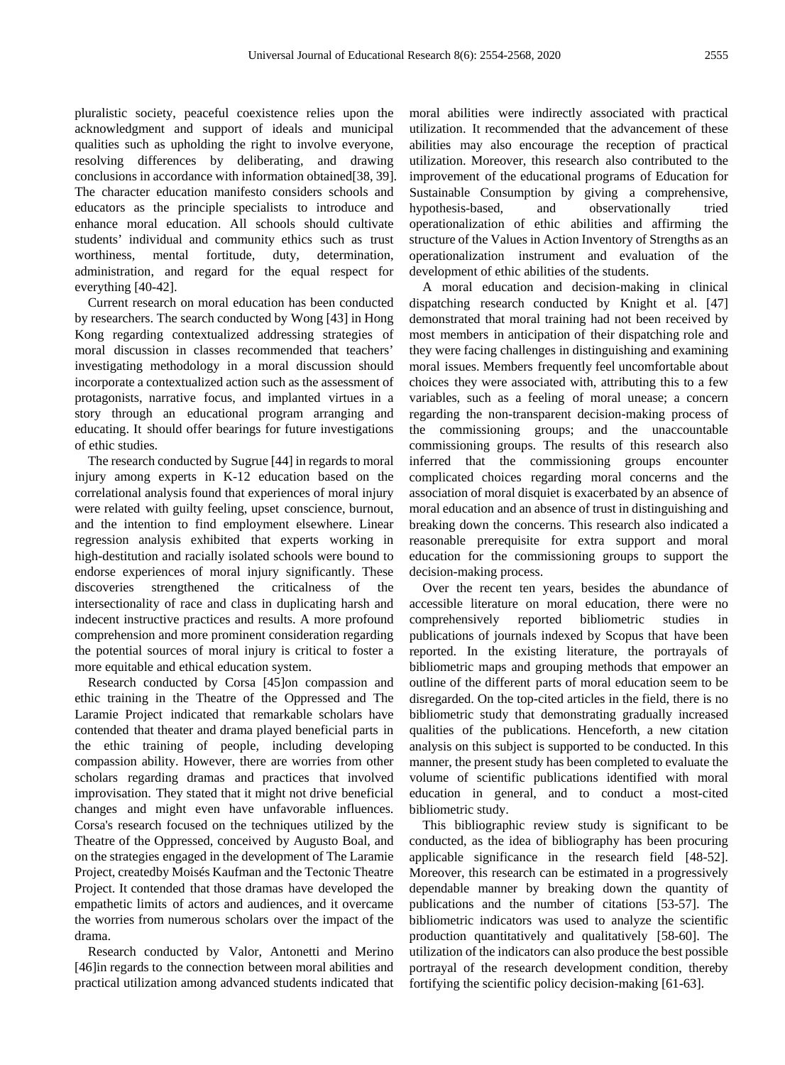pluralistic society, peaceful coexistence relies upon the acknowledgment and support of ideals and municipal qualities such as upholding the right to involve everyone, resolving differences by deliberating, and drawing conclusions in accordance with information obtained[38, 39]. The character education manifesto considers schools and educators as the principle specialists to introduce and enhance moral education. All schools should cultivate students' individual and community ethics such as trust worthiness, mental fortitude, duty, determination, administration, and regard for the equal respect for everything [40-42].

Current research on moral education has been conducted by researchers. The search conducted by Wong [43] in Hong Kong regarding contextualized addressing strategies of moral discussion in classes recommended that teachers' investigating methodology in a moral discussion should incorporate a contextualized action such as the assessment of protagonists, narrative focus, and implanted virtues in a story through an educational program arranging and educating. It should offer bearings for future investigations of ethic studies.

The research conducted by Sugrue [44] in regards to moral injury among experts in K-12 education based on the correlational analysis found that experiences of moral injury were related with guilty feeling, upset conscience, burnout, and the intention to find employment elsewhere. Linear regression analysis exhibited that experts working in high-destitution and racially isolated schools were bound to endorse experiences of moral injury significantly. These discoveries strengthened the criticalness of the intersectionality of race and class in duplicating harsh and indecent instructive practices and results. A more profound comprehension and more prominent consideration regarding the potential sources of moral injury is critical to foster a more equitable and ethical education system.

Research conducted by Corsa [45]on compassion and ethic training in the Theatre of the Oppressed and The Laramie Project indicated that remarkable scholars have contended that theater and drama played beneficial parts in the ethic training of people, including developing compassion ability. However, there are worries from other scholars regarding dramas and practices that involved improvisation. They stated that it might not drive beneficial changes and might even have unfavorable influences. Corsa's research focused on the techniques utilized by the Theatre of the Oppressed, conceived by Augusto Boal, and on the strategies engaged in the development of The Laramie Project, createdby Moisés Kaufman and the Tectonic Theatre Project. It contended that those dramas have developed the empathetic limits of actors and audiences, and it overcame the worries from numerous scholars over the impact of the drama.

Research conducted by Valor, Antonetti and Merino [46]in regards to the connection between moral abilities and practical utilization among advanced students indicated that moral abilities were indirectly associated with practical utilization. It recommended that the advancement of these abilities may also encourage the reception of practical utilization. Moreover, this research also contributed to the improvement of the educational programs of Education for Sustainable Consumption by giving a comprehensive, hypothesis-based, and observationally tried operationalization of ethic abilities and affirming the structure of the Values in Action Inventory of Strengths as an operationalization instrument and evaluation of the development of ethic abilities of the students.

A moral education and decision-making in clinical dispatching research conducted by Knight et al. [47] demonstrated that moral training had not been received by most members in anticipation of their dispatching role and they were facing challenges in distinguishing and examining moral issues. Members frequently feel uncomfortable about choices they were associated with, attributing this to a few variables, such as a feeling of moral unease; a concern regarding the non-transparent decision-making process of the commissioning groups; and the unaccountable commissioning groups. The results of this research also inferred that the commissioning groups encounter complicated choices regarding moral concerns and the association of moral disquiet is exacerbated by an absence of moral education and an absence of trust in distinguishing and breaking down the concerns. This research also indicated a reasonable prerequisite for extra support and moral education for the commissioning groups to support the decision-making process.

Over the recent ten years, besides the abundance of accessible literature on moral education, there were no comprehensively reported bibliometric studies in publications of journals indexed by Scopus that have been reported. In the existing literature, the portrayals of bibliometric maps and grouping methods that empower an outline of the different parts of moral education seem to be disregarded. On the top-cited articles in the field, there is no bibliometric study that demonstrating gradually increased qualities of the publications. Henceforth, a new citation analysis on this subject is supported to be conducted. In this manner, the present study has been completed to evaluate the volume of scientific publications identified with moral education in general, and to conduct a most-cited bibliometric study.

This bibliographic review study is significant to be conducted, as the idea of bibliography has been procuring applicable significance in the research field [48-52]. Moreover, this research can be estimated in a progressively dependable manner by breaking down the quantity of publications and the number of citations [53-57]. The bibliometric indicators was used to analyze the scientific production quantitatively and qualitatively [58-60]. The utilization of the indicators can also produce the best possible portrayal of the research development condition, thereby fortifying the scientific policy decision-making [61-63].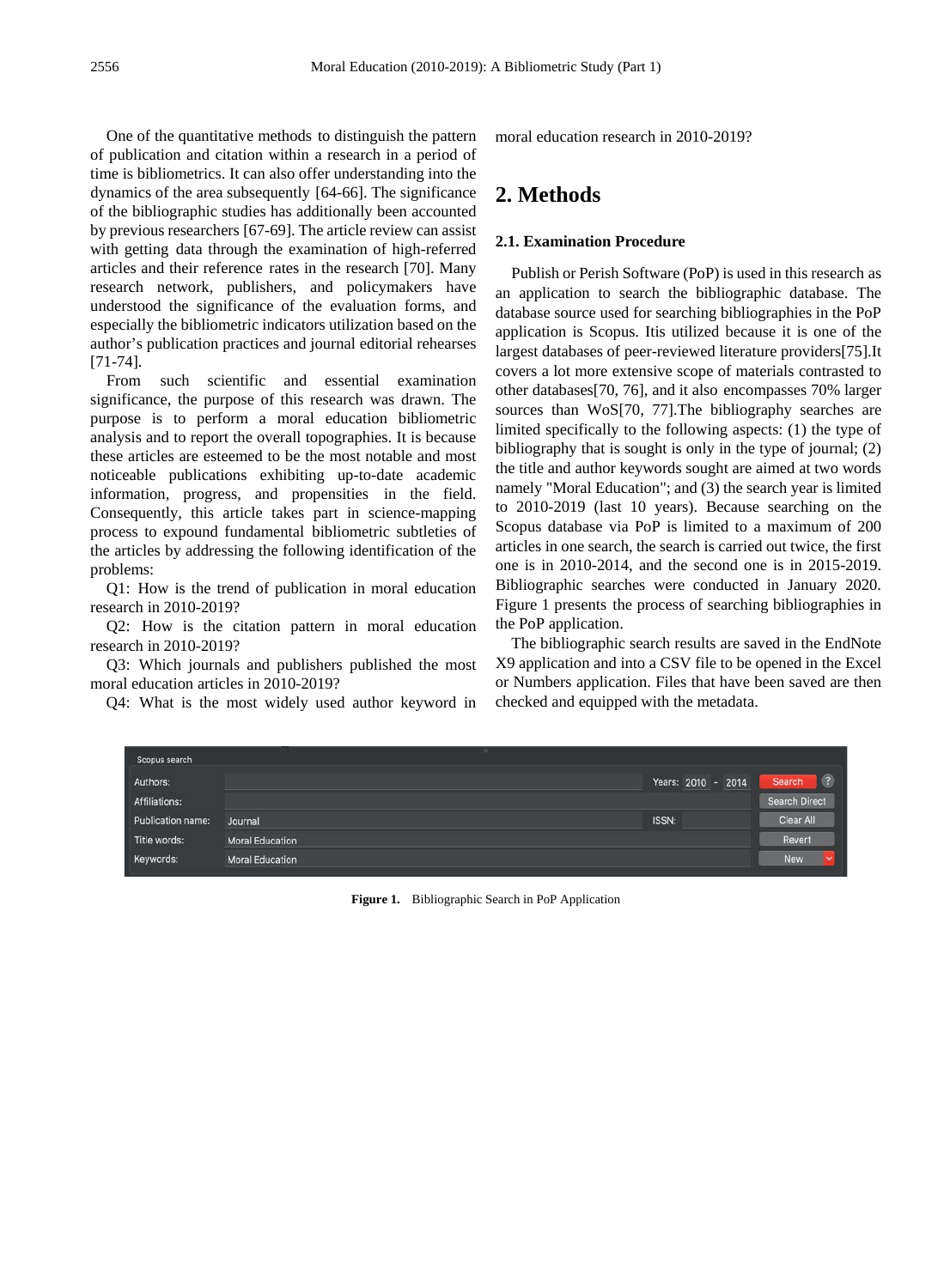One of the quantitative methods to distinguish the pattern of publication and citation within a research in a period of time is bibliometrics. It can also offer understanding into the dynamics of the area subsequently [64-66]. The significance of the bibliographic studies has additionally been accounted by previous researchers [67-69]. The article review can assist with getting data through the examination of high-referred articles and their reference rates in the research [70]. Many research network, publishers, and policymakers have understood the significance of the evaluation forms, and especially the bibliometric indicators utilization based on the author's publication practices and journal editorial rehearses [71-74].

From such scientific and essential examination significance, the purpose of this research was drawn. The purpose is to perform a moral education bibliometric analysis and to report the overall topographies. It is because these articles are esteemed to be the most notable and most noticeable publications exhibiting up-to-date academic information, progress, and propensities in the field. Consequently, this article takes part in science-mapping process to expound fundamental bibliometric subtleties of the articles by addressing the following identification of the problems:

Q1: How is the trend of publication in moral education research in 2010-2019?

Q2: How is the citation pattern in moral education research in 2010-2019?

Q3: Which journals and publishers published the most moral education articles in 2010-2019?

Q4: What is the most widely used author keyword in moral education research in 2010-2019?

## 2. Methods

### 2.1. Examination Procedure

Publish or Perish Software (PoP) is used in this research as an application to search the bibliographic database. The database source used for searching bibliographies in the PoP application is Scopus. Itis utilized because it is one of the largest databases of peer-reviewed literature providers[75].It covers a lot more extensive scope of materials contrasted to other databases[70, 76], and it also encompasses 70% larger sources than WoS[70, 77].The bibliography searches are limited specifically to the following aspects: (1) the type of bibliography that is sought is only in the type of journal; (2) the title and author keywords sought are aimed at two words namely "Moral Education"; and (3) the search year is limited to 2010-2019 (last 10 years). Because searching on the Scopus database via PoP is limited to a maximum of 200 articles in one search, the search is carried out twice, the first one is in 2010-2014, and the second one is in 2015-2019. Bibliographic searches were conducted in January 2020. Figure 1 presents the process of searching bibliographies in the PoP application.

The bibliographic search results are saved in the EndNote X9 application and into a CSV file to be opened in the Excel or Numbers application. Files that have been saved are then checked and equipped with the metadata.

**Figure 1.** Bibliographic Search in PoP Application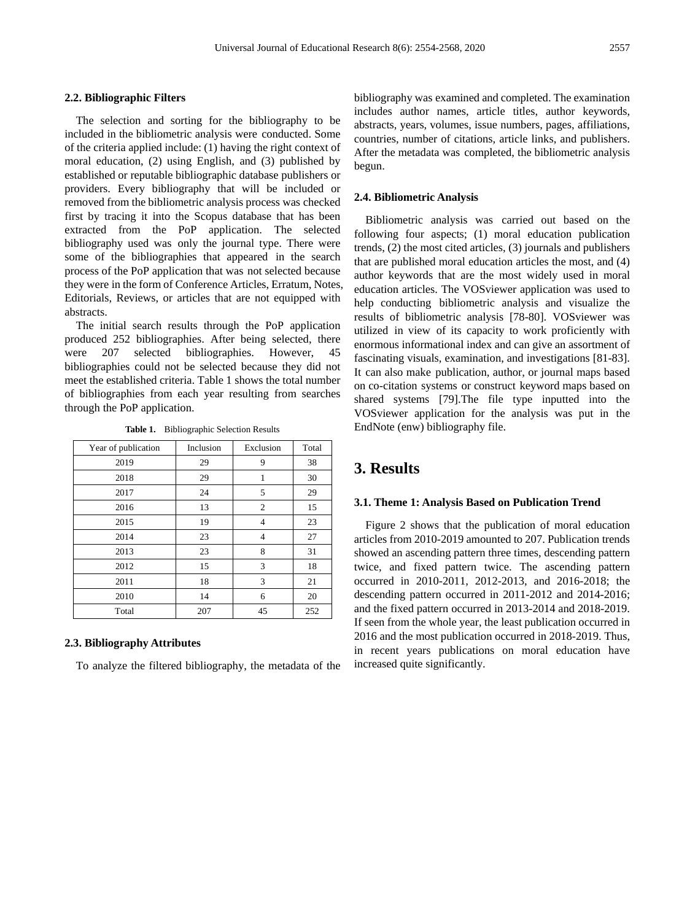### 2.2. Bibliographic Filters

The selection and sorting for the bibliography to be included in the bibliometric analysis were conducted. Some of the criteria applied include: (1) having the right context of moral education, (2) using English, and (3) published by established or reputable bibliographic database publishers or providers. Every bibliography that will be included or removed from the bibliometric analysis process was checked first by tracing it into the Scopus database that has been extracted from the PoP application. The selected bibliography used was only the journal type. There were some of the bibliographies that appeared in the search process of the PoP application that was not selected because they were in the form of Conference Articles, Erratum, Notes, Editorials, Reviews, or articles that are not equipped with abstracts.

The initial search results through the PoP application produced 252 bibliographies. After being selected, there were 207 selected bibliographies. However, 45 bibliographies could not be selected because they did not meet the established criteria. Table 1 shows the total number of bibliographies from each year resulting from searches through the PoP application.

**Table 1.** Bibliographic Selection Results

| Year of publication | Inclusion | Exclusion | Total |
|---|---|---|---|
| 2019 | 29 | 9 | 38 |
| 2018 | 29 | 1 | 30 |
| 2017 | 24 | 5 | 29 |
| 2016 | 13 | 2 | 15 |
| 2015 | 19 | 4 | 23 |
| 2014 | 23 | 4 | 27 |
| 2013 | 23 | 8 | 31 |
| 2012 | 15 | 3 | 18 |
| 2011 | 18 | 3 | 21 |
| 2010 | 14 | 6 | 20 |
| Total | 207 | 45 | 252 |

### 2.3. Bibliography Attributes

To analyze the filtered bibliography, the metadata of the bibliography was examined and completed. The examination includes author names, article titles, author keywords, abstracts, years, volumes, issue numbers, pages, affiliations, countries, number of citations, article links, and publishers. After the metadata was completed, the bibliometric analysis begun.

### 2.4. Bibliometric Analysis

Bibliometric analysis was carried out based on the following four aspects; (1) moral education publication trends, (2) the most cited articles, (3) journals and publishers that are published moral education articles the most, and (4) author keywords that are the most widely used in moral education articles. The VOSviewer application was used to help conducting bibliometric analysis and visualize the results of bibliometric analysis [78-80]. VOSviewer was utilized in view of its capacity to work proficiently with enormous informational index and can give an assortment of fascinating visuals, examination, and investigations [81-83]. It can also make publication, author, or journal maps based on co-citation systems or construct keyword maps based on shared systems [79].The file type inputted into the VOSviewer application for the analysis was put in the EndNote (enw) bibliography file.

## 3. Results

### 3.1. Theme 1: Analysis Based on Publication Trend

Figure 2 shows that the publication of moral education articles from 2010-2019 amounted to 207. Publication trends showed an ascending pattern three times, descending pattern twice, and fixed pattern twice. The ascending pattern occurred in 2010-2011, 2012-2013, and 2016-2018; the descending pattern occurred in 2011-2012 and 2014-2016; and the fixed pattern occurred in 2013-2014 and 2018-2019. If seen from the whole year, the least publication occurred in 2016 and the most publication occurred in 2018-2019. Thus, in recent years publications on moral education have increased quite significantly.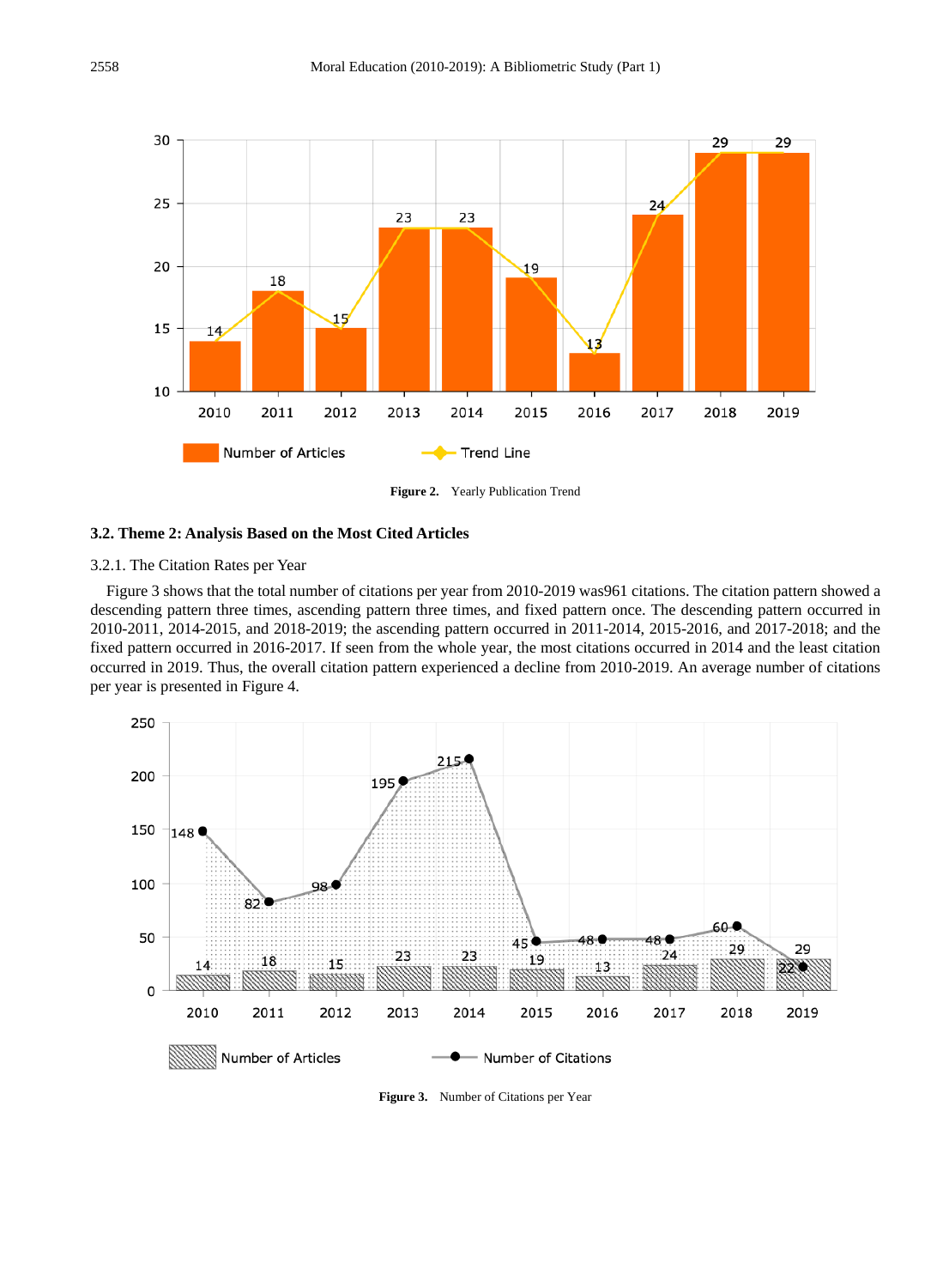Figure 2. Yearly Publication Trend

### 3.2. Theme 2: Analysis Based on the Most Cited Articles

#### 3.2.1. The Citation Rates per Year

Figure 3 shows that the total number of citations per year from 2010-2019 was961 citations. The citation pattern showed a descending pattern three times, ascending pattern three times, and fixed pattern once. The descending pattern occurred in 2010-2011, 2014-2015, and 2018-2019; the ascending pattern occurred in 2011-2014, 2015-2016, and 2017-2018; and the fixed pattern occurred in 2016-2017. If seen from the whole year, the most citations occurred in 2014 and the least citation occurred in 2019. Thus, the overall citation pattern experienced a decline from 2010-2019. An average number of citations per year is presented in Figure 4.

Figure 3. Number of Citations per Year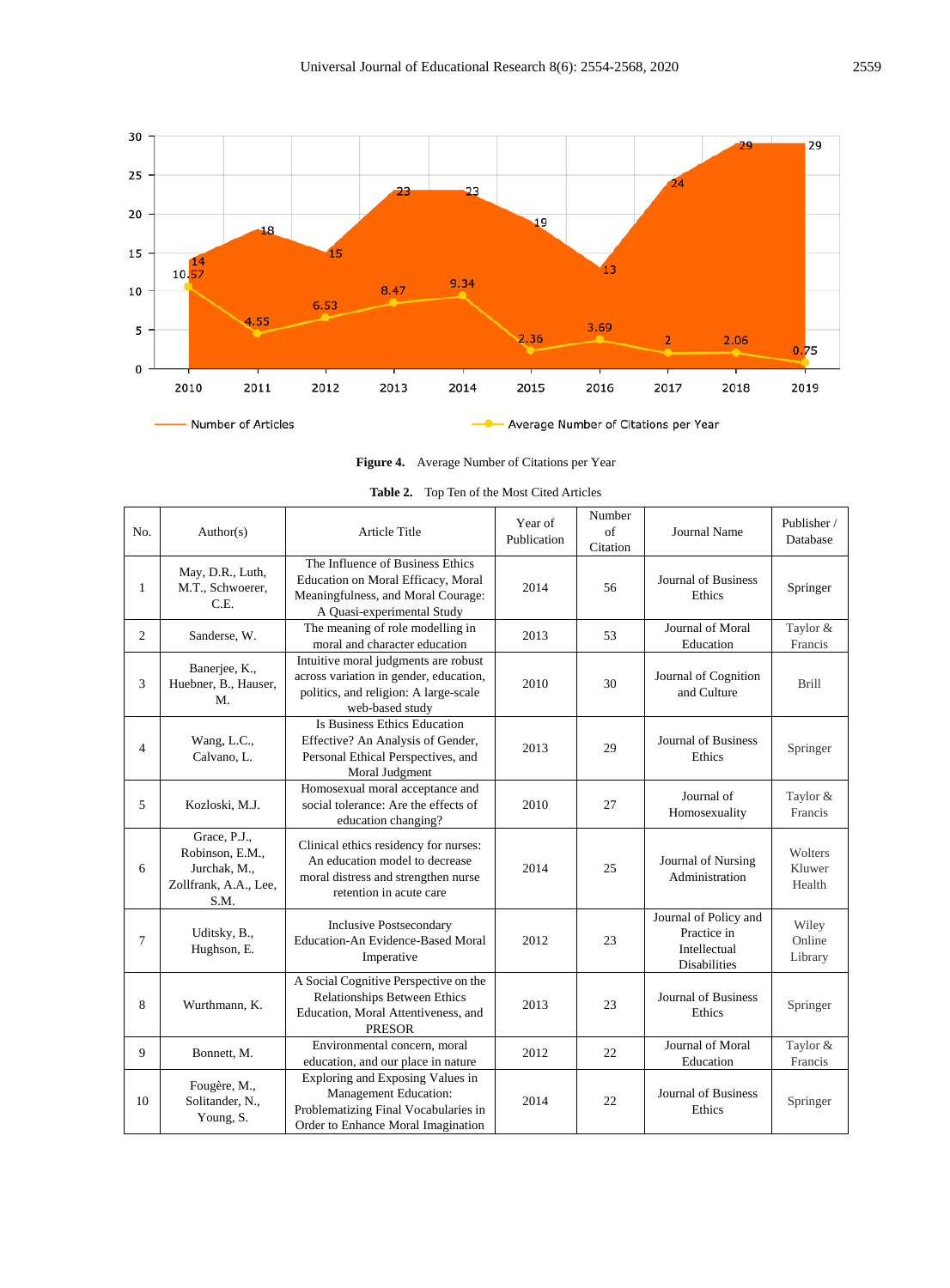**Figure 4.** Average Number of Citations per Year

**Table 2.** Top Ten of the Most Cited Articles

| No. | Author(s) | Article Title | Year of Publication | Number of Citation | Journal Name | Publisher / Database |
|---|---|---|---|---|---|---|
| 1 | May, D.R., Luth, M.T., Schwoerer, C.E. | The Influence of Business Ethics Education on Moral Efficacy, Moral Meaningfulness, and Moral Courage: A Quasi-experimental Study | 2014 | 56 | Journal of Business Ethics | Springer |
| 2 | Sanderse, W. | The meaning of role modelling in moral and character education | 2013 | 53 | Journal of Moral Education | Taylor & Francis |
| 3 | Banerjee, K., Huebner, B., Hauser, M. | Intuitive moral judgments are robust across variation in gender, education, politics, and religion: A large-scale web-based study | 2010 | 30 | Journal of Cognition and Culture | Brill |
| 4 | Wang, L.C., Calvano, L. | Is Business Ethics Education Effective? An Analysis of Gender, Personal Ethical Perspectives, and Moral Judgment | 2013 | 29 | Journal of Business Ethics | Springer |
| 5 | Kozloski, M.J. | Homosexual moral acceptance and social tolerance: Are the effects of education changing? | 2010 | 27 | Journal of Homosexuality | Taylor & Francis |
| 6 | Grace, P.J., Robinson, E.M., Jurchak, M., Zollfrank, A.A., Lee, S.M. | Clinical ethics residency for nurses: An education model to decrease moral distress and strengthen nurse retention in acute care | 2014 | 25 | Journal of Nursing Administration | Wolters Kluwer Health |
| 7 | Uditsky, B., Hughson, E. | Inclusive Postsecondary Education-An Evidence-Based Moral Imperative | 2012 | 23 | Journal of Policy and Practice in Intellectual Disabilities | Wiley Online Library |
| 8 | Wurthmann, K. | A Social Cognitive Perspective on the Relationships Between Ethics Education, Moral Attentiveness, and PRESOR | 2013 | 23 | Journal of Business Ethics | Springer |
| 9 | Bonnett, M. | Environmental concern, moral education, and our place in nature | 2012 | 22 | Journal of Moral Education | Taylor & Francis |
| 10 | Fougère, M., Solitander, N., Young, S. | Exploring and Exposing Values in Management Education: Problematizing Final Vocabularies in Order to Enhance Moral Imagination | 2014 | 22 | Journal of Business Ethics | Springer |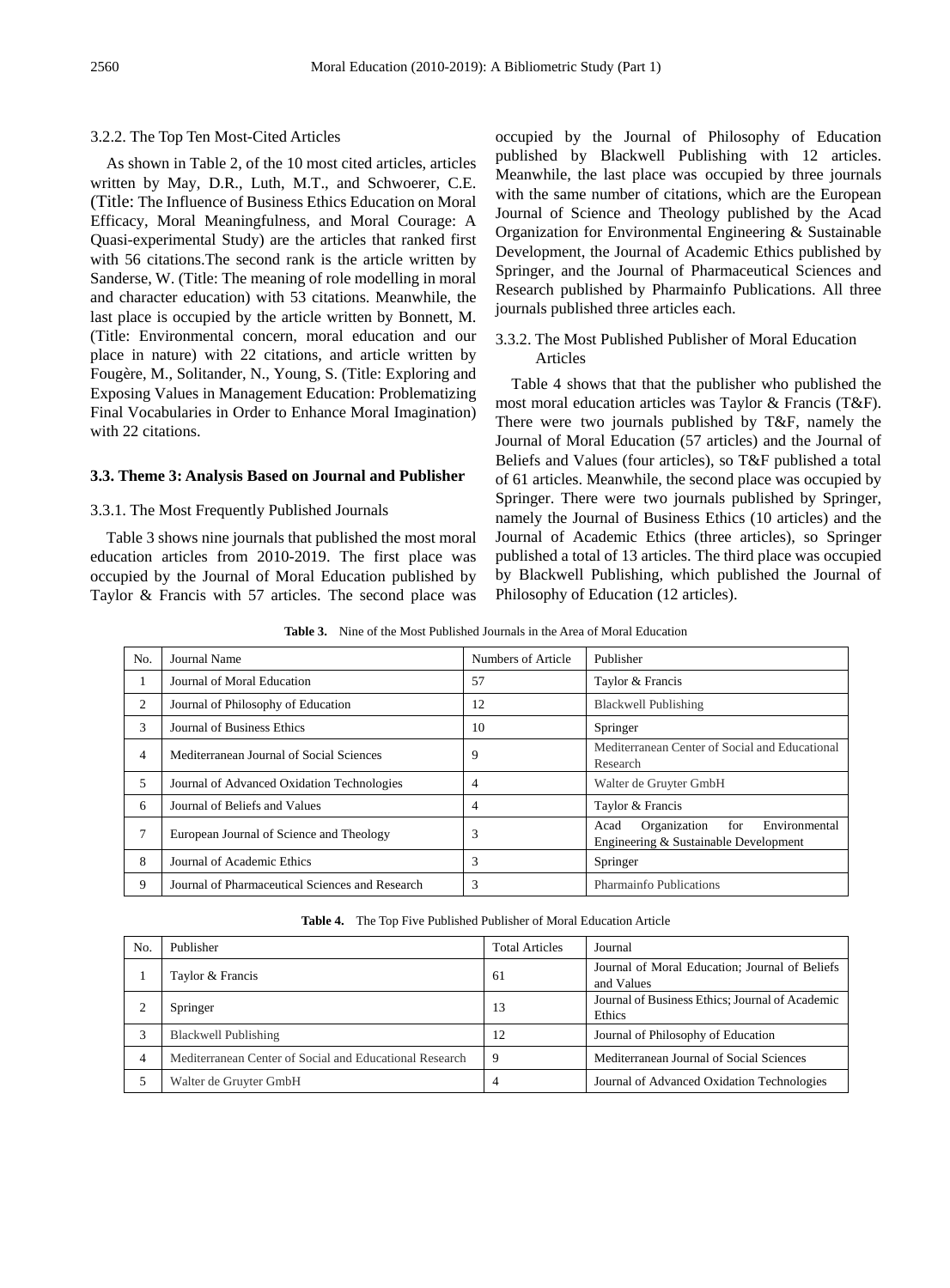### 3.2.2. The Top Ten Most-Cited Articles

As shown in Table 2, of the 10 most cited articles, articles written by May, D.R., Luth, M.T., and Schwoerer, C.E. (Title: The Influence of Business Ethics Education on Moral Efficacy, Moral Meaningfulness, and Moral Courage: A Quasi-experimental Study) are the articles that ranked first with 56 citations.The second rank is the article written by Sanderse, W. (Title: The meaning of role modelling in moral and character education) with 53 citations. Meanwhile, the last place is occupied by the article written by Bonnett, M. (Title: Environmental concern, moral education and our place in nature) with 22 citations, and article written by Fougère, M., Solitander, N., Young, S. (Title: Exploring and Exposing Values in Management Education: Problematizing Final Vocabularies in Order to Enhance Moral Imagination) with 22 citations.

## 3.3. Theme 3: Analysis Based on Journal and Publisher

### 3.3.1. The Most Frequently Published Journals

Table 3 shows nine journals that published the most moral education articles from 2010-2019. The first place was occupied by the Journal of Moral Education published by Taylor & Francis with 57 articles. The second place was occupied by the Journal of Philosophy of Education published by Blackwell Publishing with 12 articles. Meanwhile, the last place was occupied by three journals with the same number of citations, which are the European Journal of Science and Theology published by the Acad Organization for Environmental Engineering & Sustainable Development, the Journal of Academic Ethics published by Springer, and the Journal of Pharmaceutical Sciences and Research published by Pharmainfo Publications. All three journals published three articles each.

### 3.3.2. The Most Published Publisher of Moral Education Articles

Table 4 shows that that the publisher who published the most moral education articles was Taylor & Francis (T&F). There were two journals published by T&F, namely the Journal of Moral Education (57 articles) and the Journal of Beliefs and Values (four articles), so T&F published a total of 61 articles. Meanwhile, the second place was occupied by Springer. There were two journals published by Springer, namely the Journal of Business Ethics (10 articles) and the Journal of Academic Ethics (three articles), so Springer published a total of 13 articles. The third place was occupied by Blackwell Publishing, which published the Journal of Philosophy of Education (12 articles).

**Table 3.** Nine of the Most Published Journals in the Area of Moral Education

| No. | Journal Name | Numbers of Article | Publisher |
|---|---|---|---|
| 1 | Journal of Moral Education | 57 | Taylor & Francis |
| 2 | Journal of Philosophy of Education | 12 | Blackwell Publishing |
| 3 | Journal of Business Ethics | 10 | Springer |
| 4 | Mediterranean Journal of Social Sciences | 9 | Mediterranean Center of Social and Educational Research |
| 5 | Journal of Advanced Oxidation Technologies | 4 | Walter de Gruyter GmbH |
| 6 | Journal of Beliefs and Values | 4 | Taylor & Francis |
| 7 | European Journal of Science and Theology | 3 | Acad Organization for Environmental Engineering & Sustainable Development |
| 8 | Journal of Academic Ethics | 3 | Springer |
| 9 | Journal of Pharmaceutical Sciences and Research | 3 | Pharmainfo Publications |

**Table 4.** The Top Five Published Publisher of Moral Education Article

| No. | Publisher | Total Articles | Journal |
|---|---|---|---|
| 1 | Taylor & Francis | 61 | Journal of Moral Education; Journal of Beliefs and Values |
| 2 | Springer | 13 | Journal of Business Ethics; Journal of Academic Ethics |
| 3 | Blackwell Publishing | 12 | Journal of Philosophy of Education |
| 4 | Mediterranean Center of Social and Educational Research | 9 | Mediterranean Journal of Social Sciences |
| 5 | Walter de Gruyter GmbH | 4 | Journal of Advanced Oxidation Technologies |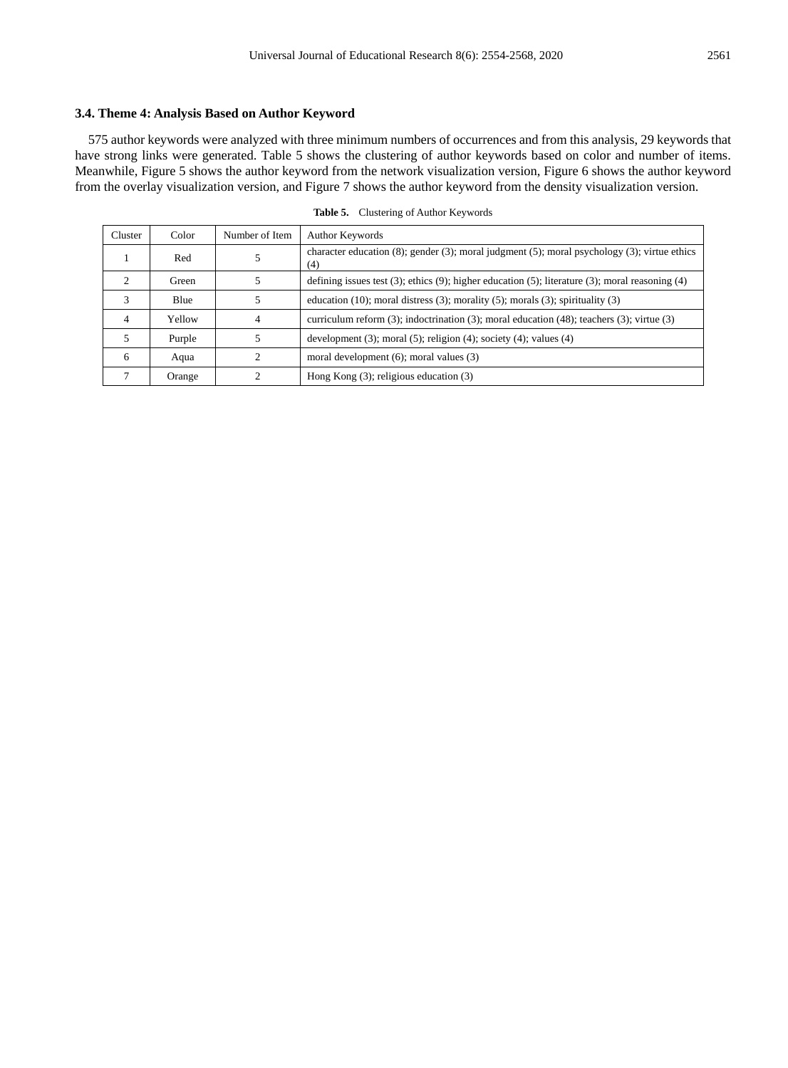### 3.4. Theme 4: Analysis Based on Author Keyword

575 author keywords were analyzed with three minimum numbers of occurrences and from this analysis, 29 keywords that have strong links were generated. Table 5 shows the clustering of author keywords based on color and number of items. Meanwhile, Figure 5 shows the author keyword from the network visualization version, Figure 6 shows the author keyword from the overlay visualization version, and Figure 7 shows the author keyword from the density visualization version.

**Table 5.** Clustering of Author Keywords

| Cluster | Color | Number of Item | Author Keywords |
|---|---|---|---|
| 1 | Red | 5 | character education (8); gender (3); moral judgment (5); moral psychology (3); virtue ethics (4) |
| 2 | Green | 5 | defining issues test (3); ethics (9); higher education (5); literature (3); moral reasoning (4) |
| 3 | Blue | 5 | education (10); moral distress (3); morality (5); morals (3); spirituality (3) |
| 4 | Yellow | 4 | curriculum reform (3); indoctrination (3); moral education (48); teachers (3); virtue (3) |
| 5 | Purple | 5 | development (3); moral (5); religion (4); society (4); values (4) |
| 6 | Aqua | 2 | moral development (6); moral values (3) |
| 7 | Orange | 2 | Hong Kong (3); religious education (3) |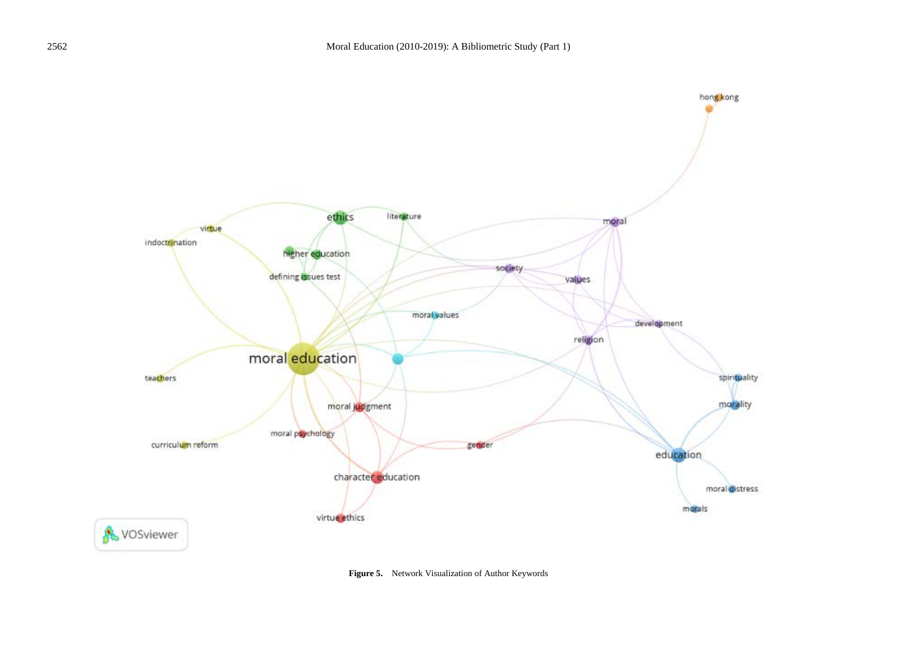**Figure 5.** Network Visualization of Author Keywords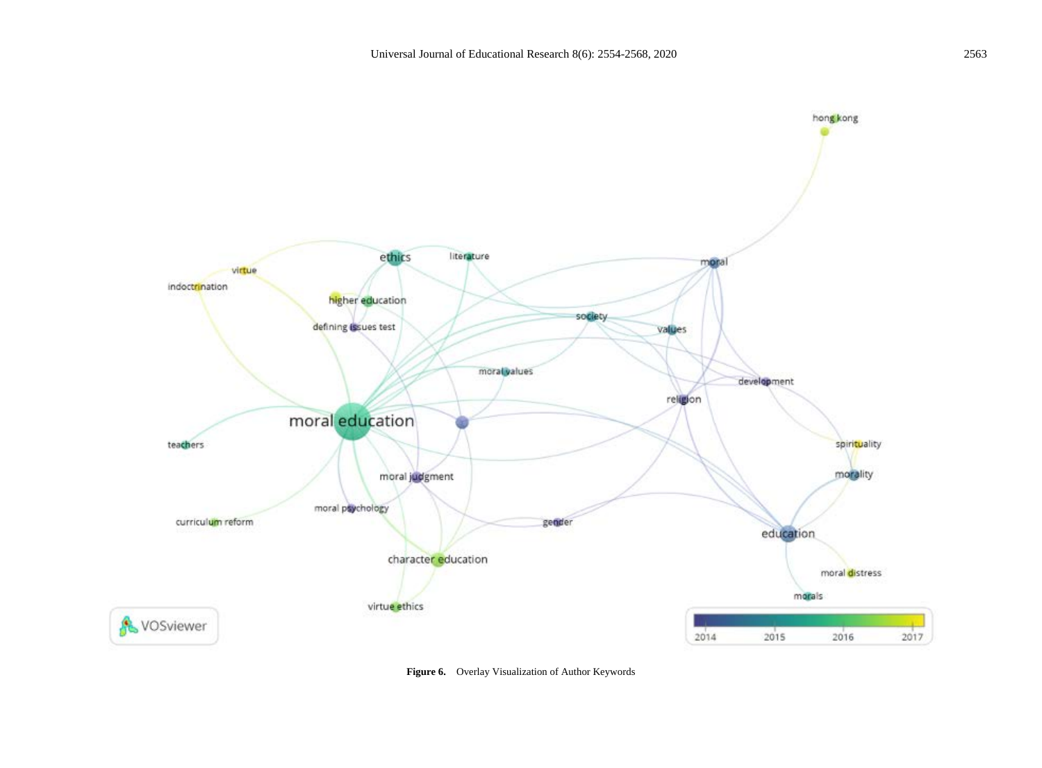Figure 6. Overlay Visualization of Author Keywords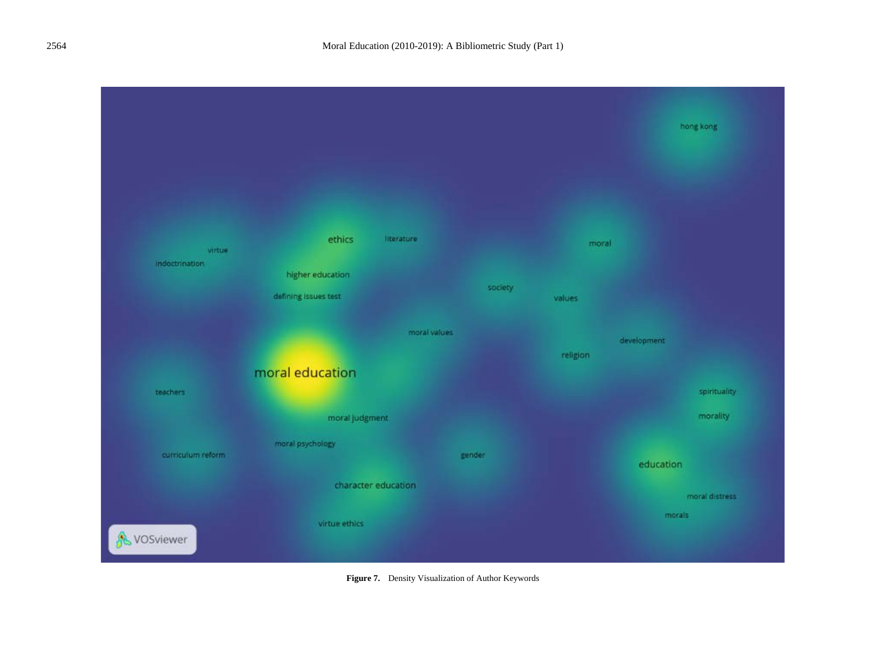**Figure 7.** Density Visualization of Author Keywords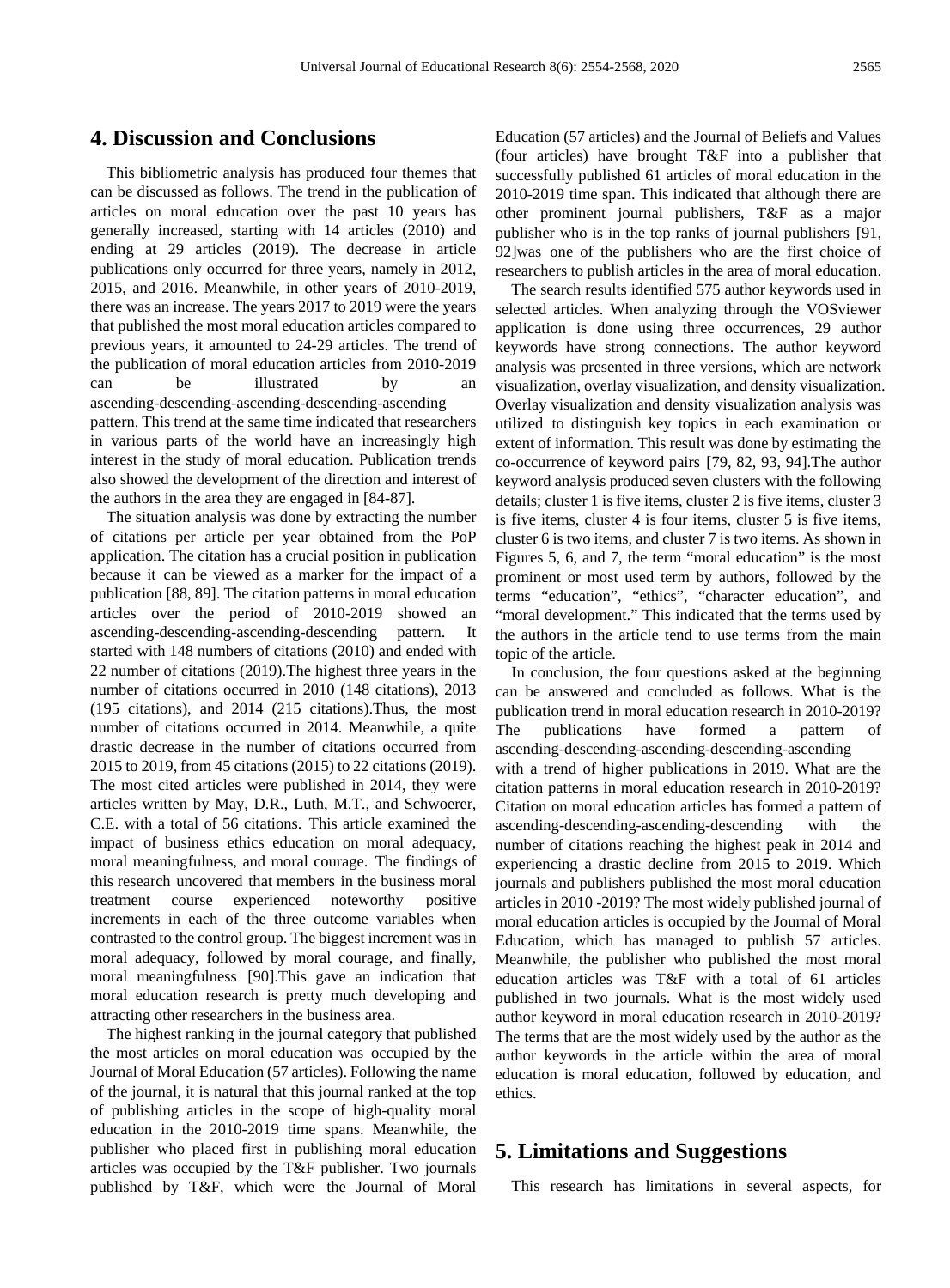## 4. Discussion and Conclusions

This bibliometric analysis has produced four themes that can be discussed as follows. The trend in the publication of articles on moral education over the past 10 years has generally increased, starting with 14 articles (2010) and ending at 29 articles (2019). The decrease in article publications only occurred for three years, namely in 2012, 2015, and 2016. Meanwhile, in other years of 2010-2019, there was an increase. The years 2017 to 2019 were the years that published the most moral education articles compared to previous years, it amounted to 24-29 articles. The trend of the publication of moral education articles from 2010-2019 can be illustrated by an ascending-descending-ascending-descending-ascending pattern. This trend at the same time indicated that researchers in various parts of the world have an increasingly high interest in the study of moral education. Publication trends also showed the development of the direction and interest of the authors in the area they are engaged in [84-87].

The situation analysis was done by extracting the number of citations per article per year obtained from the PoP application. The citation has a crucial position in publication because it can be viewed as a marker for the impact of a publication [88, 89]. The citation patterns in moral education articles over the period of 2010-2019 showed an ascending-descending-ascending-descending pattern. It started with 148 numbers of citations (2010) and ended with 22 number of citations (2019).The highest three years in the number of citations occurred in 2010 (148 citations), 2013 (195 citations), and 2014 (215 citations).Thus, the most number of citations occurred in 2014. Meanwhile, a quite drastic decrease in the number of citations occurred from 2015 to 2019, from 45 citations (2015) to 22 citations (2019). The most cited articles were published in 2014, they were articles written by May, D.R., Luth, M.T., and Schwoerer, C.E. with a total of 56 citations. This article examined the impact of business ethics education on moral adequacy, moral meaningfulness, and moral courage. The findings of this research uncovered that members in the business moral treatment course experienced noteworthy positive increments in each of the three outcome variables when contrasted to the control group. The biggest increment was in moral adequacy, followed by moral courage, and finally, moral meaningfulness [90].This gave an indication that moral education research is pretty much developing and attracting other researchers in the business area.

The highest ranking in the journal category that published the most articles on moral education was occupied by the Journal of Moral Education (57 articles). Following the name of the journal, it is natural that this journal ranked at the top of publishing articles in the scope of high-quality moral education in the 2010-2019 time spans. Meanwhile, the publisher who placed first in publishing moral education articles was occupied by the T&F publisher. Two journals published by T&F, which were the Journal of Moral Education (57 articles) and the Journal of Beliefs and Values (four articles) have brought T&F into a publisher that successfully published 61 articles of moral education in the 2010-2019 time span. This indicated that although there are other prominent journal publishers, T&F as a major publisher who is in the top ranks of journal publishers [91, 92]was one of the publishers who are the first choice of researchers to publish articles in the area of moral education.

The search results identified 575 author keywords used in selected articles. When analyzing through the VOSviewer application is done using three occurrences, 29 author keywords have strong connections. The author keyword analysis was presented in three versions, which are network visualization, overlay visualization, and density visualization. Overlay visualization and density visualization analysis was utilized to distinguish key topics in each examination or extent of information. This result was done by estimating the co-occurrence of keyword pairs [79, 82, 93, 94].The author keyword analysis produced seven clusters with the following details; cluster 1 is five items, cluster 2 is five items, cluster 3 is five items, cluster 4 is four items, cluster 5 is five items, cluster 6 is two items, and cluster 7 is two items. As shown in Figures 5, 6, and 7, the term "moral education" is the most prominent or most used term by authors, followed by the terms "education", "ethics", "character education", and "moral development." This indicated that the terms used by the authors in the article tend to use terms from the main topic of the article.

In conclusion, the four questions asked at the beginning can be answered and concluded as follows. What is the publication trend in moral education research in 2010-2019? The publications have formed a pattern of ascending-descending-ascending-descending-ascending with a trend of higher publications in 2019. What are the citation patterns in moral education research in 2010-2019? Citation on moral education articles has formed a pattern of ascending-descending-ascending-descending with the number of citations reaching the highest peak in 2014 and experiencing a drastic decline from 2015 to 2019. Which journals and publishers published the most moral education articles in 2010 -2019? The most widely published journal of moral education articles is occupied by the Journal of Moral Education, which has managed to publish 57 articles. Meanwhile, the publisher who published the most moral education articles was T&F with a total of 61 articles published in two journals. What is the most widely used author keyword in moral education research in 2010-2019? The terms that are the most widely used by the author as the author keywords in the article within the area of moral education is moral education, followed by education, and ethics.

## 5. Limitations and Suggestions

This research has limitations in several aspects, for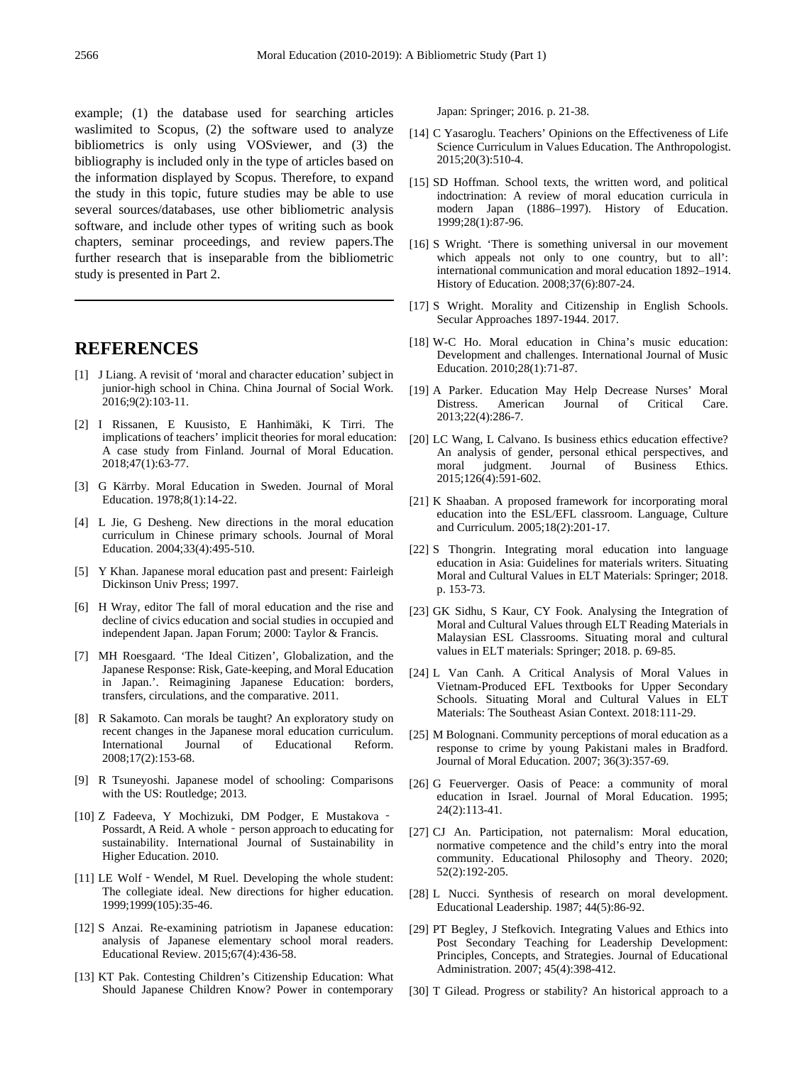example; (1) the database used for searching articles waslimited to Scopus, (2) the software used to analyze bibliometrics is only using VOSviewer, and (3) the bibliography is included only in the type of articles based on the information displayed by Scopus. Therefore, to expand the study in this topic, future studies may be able to use several sources/databases, use other bibliometric analysis software, and include other types of writing such as book chapters, seminar proceedings, and review papers.The further research that is inseparable from the bibliometric study is presented in Part 2.

## REFERENCES

[1] J Liang. A revisit of 'moral and character education' subject in junior-high school in China. China Journal of Social Work. 2016;9(2):103-11.

[2] I Rissanen, E Kuusisto, E Hanhimäki, K Tirri. The implications of teachers' implicit theories for moral education: A case study from Finland. Journal of Moral Education. 2018;47(1):63-77.

[3] G Kärrby. Moral Education in Sweden. Journal of Moral Education. 1978;8(1):14-22.

[4] L Jie, G Desheng. New directions in the moral education curriculum in Chinese primary schools. Journal of Moral Education. 2004;33(4):495-510.

[5] Y Khan. Japanese moral education past and present: Fairleigh Dickinson Univ Press; 1997.

[6] H Wray, editor The fall of moral education and the rise and decline of civics education and social studies in occupied and independent Japan. Japan Forum; 2000: Taylor & Francis.

[7] MH Roesgaard. 'The Ideal Citizen', Globalization, and the Japanese Response: Risk, Gate-keeping, and Moral Education in Japan.'. Reimagining Japanese Education: borders, transfers, circulations, and the comparative. 2011.

[8] R Sakamoto. Can morals be taught? An exploratory study on recent changes in the Japanese moral education curriculum. International Journal of Educational Reform. 2008;17(2):153-68.

[9] R Tsuneyoshi. Japanese model of schooling: Comparisons with the US: Routledge; 2013.

[10] Z Fadeeva, Y Mochizuki, DM Podger, E Mustakova‐Possardt, A Reid. A whole‐person approach to educating for sustainability. International Journal of Sustainability in Higher Education. 2010.

[11] LE Wolf‐Wendel, M Ruel. Developing the whole student: The collegiate ideal. New directions for higher education. 1999;1999(105):35-46.

[12] S Anzai. Re-examining patriotism in Japanese education: analysis of Japanese elementary school moral readers. Educational Review. 2015;67(4):436-58.

[13] KT Pak. Contesting Children's Citizenship Education: What Should Japanese Children Know? Power in contemporary Japan: Springer; 2016. p. 21-38.

[14] C Yasaroglu. Teachers' Opinions on the Effectiveness of Life Science Curriculum in Values Education. The Anthropologist. 2015;20(3):510-4.

[15] SD Hoffman. School texts, the written word, and political indoctrination: A review of moral education curricula in modern Japan (1886–1997). History of Education. 1999;28(1):87-96.

[16] S Wright. 'There is something universal in our movement which appeals not only to one country, but to all': international communication and moral education 1892–1914. History of Education. 2008;37(6):807-24.

[17] S Wright. Morality and Citizenship in English Schools. Secular Approaches 1897-1944. 2017.

[18] W-C Ho. Moral education in China's music education: Development and challenges. International Journal of Music Education. 2010;28(1):71-87.

[19] A Parker. Education May Help Decrease Nurses' Moral Distress. American Journal of Critical Care. 2013;22(4):286-7.

[20] LC Wang, L Calvano. Is business ethics education effective? An analysis of gender, personal ethical perspectives, and moral judgment. Journal of Business Ethics. 2015;126(4):591-602.

[21] K Shaaban. A proposed framework for incorporating moral education into the ESL/EFL classroom. Language, Culture and Curriculum. 2005;18(2):201-17.

[22] S Thongrin. Integrating moral education into language education in Asia: Guidelines for materials writers. Situating Moral and Cultural Values in ELT Materials: Springer; 2018. p. 153-73.

[23] GK Sidhu, S Kaur, CY Fook. Analysing the Integration of Moral and Cultural Values through ELT Reading Materials in Malaysian ESL Classrooms. Situating moral and cultural values in ELT materials: Springer; 2018. p. 69-85.

[24] L Van Canh. A Critical Analysis of Moral Values in Vietnam-Produced EFL Textbooks for Upper Secondary Schools. Situating Moral and Cultural Values in ELT Materials: The Southeast Asian Context. 2018:111-29.

[25] M Bolognani. Community perceptions of moral education as a response to crime by young Pakistani males in Bradford. Journal of Moral Education. 2007; 36(3):357-69.

[26] G Feuerverger. Oasis of Peace: a community of moral education in Israel. Journal of Moral Education. 1995; 24(2):113-41.

[27] CJ An. Participation, not paternalism: Moral education, normative competence and the child's entry into the moral community. Educational Philosophy and Theory. 2020; 52(2):192-205.

[28] L Nucci. Synthesis of research on moral development. Educational Leadership. 1987; 44(5):86-92.

[29] PT Begley, J Stefkovich. Integrating Values and Ethics into Post Secondary Teaching for Leadership Development: Principles, Concepts, and Strategies. Journal of Educational Administration. 2007; 45(4):398-412.

[30] T Gilead. Progress or stability? An historical approach to a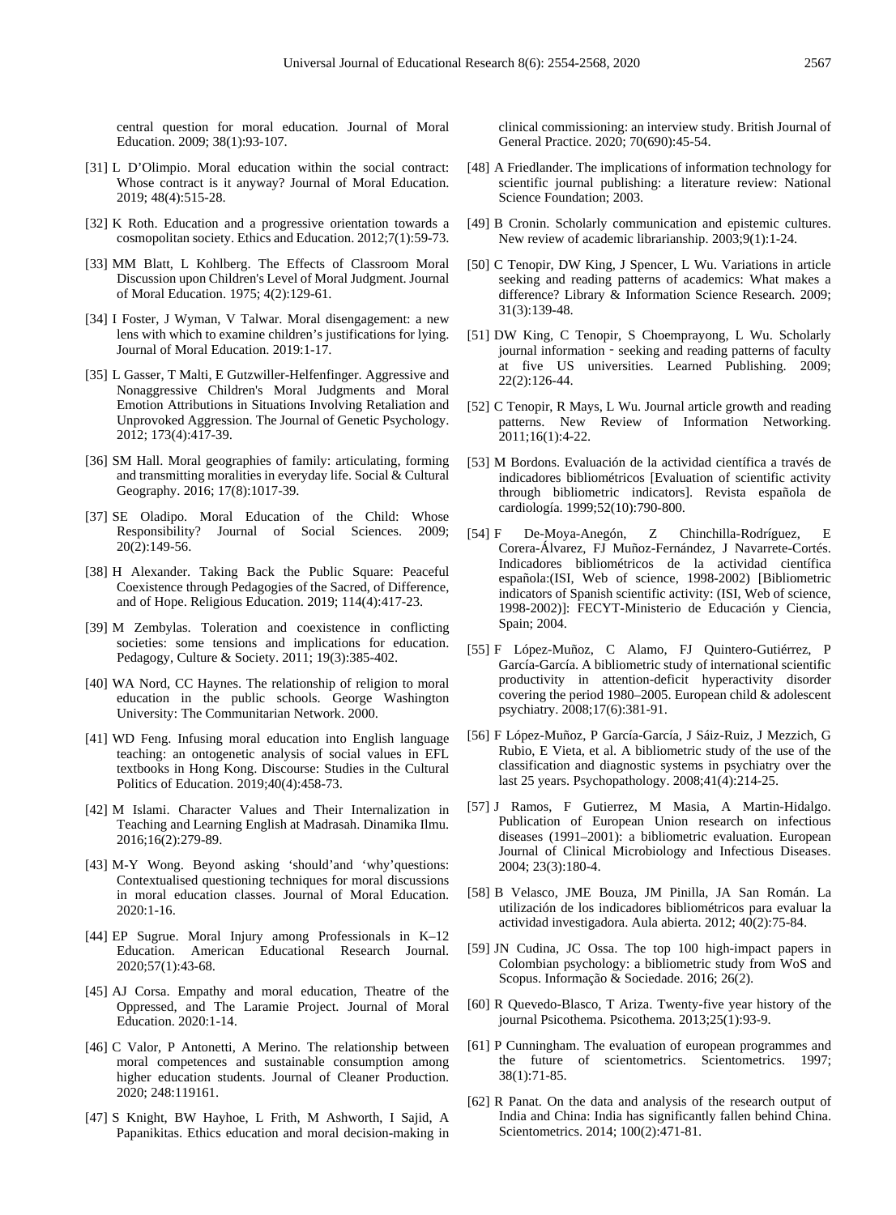central question for moral education. Journal of Moral Education. 2009; 38(1):93-107.

[31] L D'Olimpio. Moral education within the social contract: Whose contract is it anyway? Journal of Moral Education. 2019; 48(4):515-28.

[32] K Roth. Education and a progressive orientation towards a cosmopolitan society. Ethics and Education. 2012;7(1):59-73.

[33] MM Blatt, L Kohlberg. The Effects of Classroom Moral Discussion upon Children's Level of Moral Judgment. Journal of Moral Education. 1975; 4(2):129-61.

[34] I Foster, J Wyman, V Talwar. Moral disengagement: a new lens with which to examine children's justifications for lying. Journal of Moral Education. 2019:1-17.

[35] L Gasser, T Malti, E Gutzwiller-Helfenfinger. Aggressive and Nonaggressive Children's Moral Judgments and Moral Emotion Attributions in Situations Involving Retaliation and Unprovoked Aggression. The Journal of Genetic Psychology. 2012; 173(4):417-39.

[36] SM Hall. Moral geographies of family: articulating, forming and transmitting moralities in everyday life. Social & Cultural Geography. 2016; 17(8):1017-39.

[37] SE Oladipo. Moral Education of the Child: Whose Responsibility? Journal of Social Sciences. 2009; 20(2):149-56.

[38] H Alexander. Taking Back the Public Square: Peaceful Coexistence through Pedagogies of the Sacred, of Difference, and of Hope. Religious Education. 2019; 114(4):417-23.

[39] M Zembylas. Toleration and coexistence in conflicting societies: some tensions and implications for education. Pedagogy, Culture & Society. 2011; 19(3):385-402.

[40] WA Nord, CC Haynes. The relationship of religion to moral education in the public schools. George Washington University: The Communitarian Network. 2000.

[41] WD Feng. Infusing moral education into English language teaching: an ontogenetic analysis of social values in EFL textbooks in Hong Kong. Discourse: Studies in the Cultural Politics of Education. 2019;40(4):458-73.

[42] M Islami. Character Values and Their Internalization in Teaching and Learning English at Madrasah. Dinamika Ilmu. 2016;16(2):279-89.

[43] M-Y Wong. Beyond asking 'should'and 'why'questions: Contextualised questioning techniques for moral discussions in moral education classes. Journal of Moral Education. 2020:1-16.

[44] EP Sugrue. Moral Injury among Professionals in K–12 Education. American Educational Research Journal. 2020;57(1):43-68.

[45] AJ Corsa. Empathy and moral education, Theatre of the Oppressed, and The Laramie Project. Journal of Moral Education. 2020:1-14.

[46] C Valor, P Antonetti, A Merino. The relationship between moral competences and sustainable consumption among higher education students. Journal of Cleaner Production. 2020; 248:119161.

[47] S Knight, BW Hayhoe, L Frith, M Ashworth, I Sajid, A Papanikitas. Ethics education and moral decision-making in clinical commissioning: an interview study. British Journal of General Practice. 2020; 70(690):45-54.

[48] A Friedlander. The implications of information technology for scientific journal publishing: a literature review: National Science Foundation; 2003.

[49] B Cronin. Scholarly communication and epistemic cultures. New review of academic librarianship. 2003;9(1):1-24.

[50] C Tenopir, DW King, J Spencer, L Wu. Variations in article seeking and reading patterns of academics: What makes a difference? Library & Information Science Research. 2009; 31(3):139-48.

[51] DW King, C Tenopir, S Choemprayong, L Wu. Scholarly journal information‐seeking and reading patterns of faculty at five US universities. Learned Publishing. 2009; 22(2):126-44.

[52] C Tenopir, R Mays, L Wu. Journal article growth and reading patterns. New Review of Information Networking. 2011;16(1):4-22.

[53] M Bordons. Evaluación de la actividad científica a través de indicadores bibliométricos [Evaluation of scientific activity through bibliometric indicators]. Revista española de cardiología. 1999;52(10):790-800.

[54] F De-Moya-Anegón, Z Chinchilla-Rodríguez, E Corera-Álvarez, FJ Muñoz-Fernández, J Navarrete-Cortés. Indicadores bibliométricos de la actividad científica española:(ISI, Web of science, 1998-2002) [Bibliometric indicators of Spanish scientific activity: (ISI, Web of science, 1998-2002)]: FECYT-Ministerio de Educación y Ciencia, Spain; 2004.

[55] F López-Muñoz, C Alamo, FJ Quintero-Gutiérrez, P García-García. A bibliometric study of international scientific productivity in attention-deficit hyperactivity disorder covering the period 1980–2005. European child & adolescent psychiatry. 2008;17(6):381-91.

[56] F López-Muñoz, P García-García, J Sáiz-Ruiz, J Mezzich, G Rubio, E Vieta, et al. A bibliometric study of the use of the classification and diagnostic systems in psychiatry over the last 25 years. Psychopathology. 2008;41(4):214-25.

[57] J Ramos, F Gutierrez, M Masia, A Martin-Hidalgo. Publication of European Union research on infectious diseases (1991–2001): a bibliometric evaluation. European Journal of Clinical Microbiology and Infectious Diseases. 2004; 23(3):180-4.

[58] B Velasco, JME Bouza, JM Pinilla, JA San Román. La utilización de los indicadores bibliométricos para evaluar la actividad investigadora. Aula abierta. 2012; 40(2):75-84.

[59] JN Cudina, JC Ossa. The top 100 high-impact papers in Colombian psychology: a bibliometric study from WoS and Scopus. Informação & Sociedade. 2016; 26(2).

[60] R Quevedo-Blasco, T Ariza. Twenty-five year history of the journal Psicothema. Psicothema. 2013;25(1):93-9.

[61] P Cunningham. The evaluation of european programmes and the future of scientometrics. Scientometrics. 1997; 38(1):71-85.

[62] R Panat. On the data and analysis of the research output of India and China: India has significantly fallen behind China. Scientometrics. 2014; 100(2):471-81.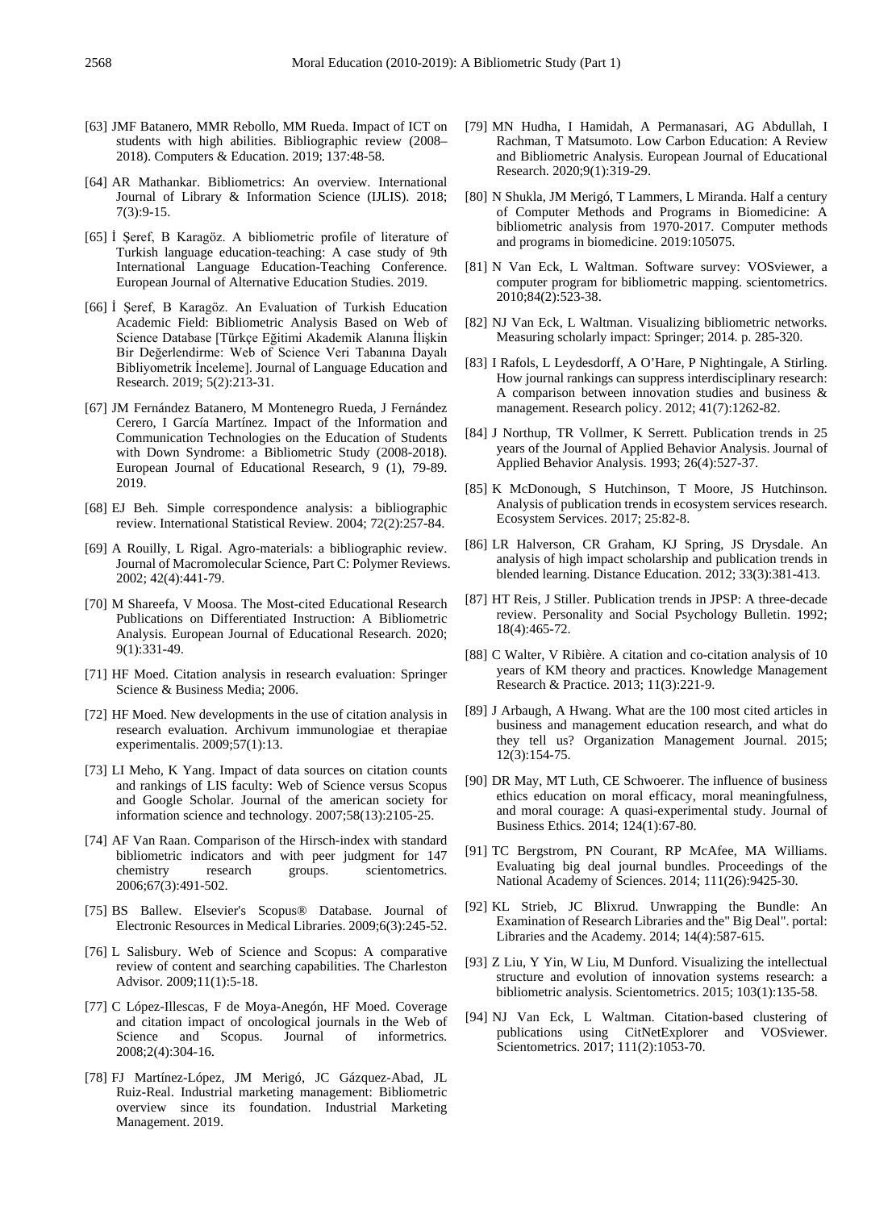[63] JMF Batanero, MMR Rebollo, MM Rueda. Impact of ICT on students with high abilities. Bibliographic review (2008–2018). Computers & Education. 2019; 137:48-58.

[64] AR Mathankar. Bibliometrics: An overview. International Journal of Library & Information Science (IJLIS). 2018; 7(3):9-15.

[65] İ Şeref, B Karagöz. A bibliometric profile of literature of Turkish language education-teaching: A case study of 9th International Language Education-Teaching Conference. European Journal of Alternative Education Studies. 2019.

[66] İ Şeref, B Karagöz. An Evaluation of Turkish Education Academic Field: Bibliometric Analysis Based on Web of Science Database [Türkçe Eğitimi Akademik Alanına İlişkin Bir Değerlendirme: Web of Science Veri Tabanına Dayalı Bibliyometrik İnceleme]. Journal of Language Education and Research. 2019; 5(2):213-31.

[67] JM Fernández Batanero, M Montenegro Rueda, J Fernández Cerero, I García Martínez. Impact of the Information and Communication Technologies on the Education of Students with Down Syndrome: a Bibliometric Study (2008-2018). European Journal of Educational Research, 9 (1), 79-89. 2019.

[68] EJ Beh. Simple correspondence analysis: a bibliographic review. International Statistical Review. 2004; 72(2):257-84.

[69] A Rouilly, L Rigal. Agro-materials: a bibliographic review. Journal of Macromolecular Science, Part C: Polymer Reviews. 2002; 42(4):441-79.

[70] M Shareefa, V Moosa. The Most-cited Educational Research Publications on Differentiated Instruction: A Bibliometric Analysis. European Journal of Educational Research. 2020; 9(1):331-49.

[71] HF Moed. Citation analysis in research evaluation: Springer Science & Business Media; 2006.

[72] HF Moed. New developments in the use of citation analysis in research evaluation. Archivum immunologiae et therapiae experimentalis. 2009;57(1):13.

[73] LI Meho, K Yang. Impact of data sources on citation counts and rankings of LIS faculty: Web of Science versus Scopus and Google Scholar. Journal of the american society for information science and technology. 2007;58(13):2105-25.

[74] AF Van Raan. Comparison of the Hirsch-index with standard bibliometric indicators and with peer judgment for 147 chemistry research groups. scientometrics. 2006;67(3):491-502.

[75] BS Ballew. Elsevier's Scopus® Database. Journal of Electronic Resources in Medical Libraries. 2009;6(3):245-52.

[76] L Salisbury. Web of Science and Scopus: A comparative review of content and searching capabilities. The Charleston Advisor. 2009;11(1):5-18.

[77] C López-Illescas, F de Moya-Anegón, HF Moed. Coverage and citation impact of oncological journals in the Web of Science and Scopus. Journal of informetrics. 2008;2(4):304-16.

[78] FJ Martínez-López, JM Merigó, JC Gázquez-Abad, JL Ruiz-Real. Industrial marketing management: Bibliometric overview since its foundation. Industrial Marketing Management. 2019.

[79] MN Hudha, I Hamidah, A Permanasari, AG Abdullah, I Rachman, T Matsumoto. Low Carbon Education: A Review and Bibliometric Analysis. European Journal of Educational Research. 2020;9(1):319-29.

[80] N Shukla, JM Merigó, T Lammers, L Miranda. Half a century of Computer Methods and Programs in Biomedicine: A bibliometric analysis from 1970-2017. Computer methods and programs in biomedicine. 2019:105075.

[81] N Van Eck, L Waltman. Software survey: VOSviewer, a computer program for bibliometric mapping. scientometrics. 2010;84(2):523-38.

[82] NJ Van Eck, L Waltman. Visualizing bibliometric networks. Measuring scholarly impact: Springer; 2014. p. 285-320.

[83] I Rafols, L Leydesdorff, A O'Hare, P Nightingale, A Stirling. How journal rankings can suppress interdisciplinary research: A comparison between innovation studies and business & management. Research policy. 2012; 41(7):1262-82.

[84] J Northup, TR Vollmer, K Serrett. Publication trends in 25 years of the Journal of Applied Behavior Analysis. Journal of Applied Behavior Analysis. 1993; 26(4):527-37.

[85] K McDonough, S Hutchinson, T Moore, JS Hutchinson. Analysis of publication trends in ecosystem services research. Ecosystem Services. 2017; 25:82-8.

[86] LR Halverson, CR Graham, KJ Spring, JS Drysdale. An analysis of high impact scholarship and publication trends in blended learning. Distance Education. 2012; 33(3):381-413.

[87] HT Reis, J Stiller. Publication trends in JPSP: A three-decade review. Personality and Social Psychology Bulletin. 1992; 18(4):465-72.

[88] C Walter, V Ribière. A citation and co-citation analysis of 10 years of KM theory and practices. Knowledge Management Research & Practice. 2013; 11(3):221-9.

[89] J Arbaugh, A Hwang. What are the 100 most cited articles in business and management education research, and what do they tell us? Organization Management Journal. 2015; 12(3):154-75.

[90] DR May, MT Luth, CE Schwoerer. The influence of business ethics education on moral efficacy, moral meaningfulness, and moral courage: A quasi-experimental study. Journal of Business Ethics. 2014; 124(1):67-80.

[91] TC Bergstrom, PN Courant, RP McAfee, MA Williams. Evaluating big deal journal bundles. Proceedings of the National Academy of Sciences. 2014; 111(26):9425-30.

[92] KL Strieb, JC Blixrud. Unwrapping the Bundle: An Examination of Research Libraries and the" Big Deal". portal: Libraries and the Academy. 2014; 14(4):587-615.

[93] Z Liu, Y Yin, W Liu, M Dunford. Visualizing the intellectual structure and evolution of innovation systems research: a bibliometric analysis. Scientometrics. 2015; 103(1):135-58.

[94] NJ Van Eck, L Waltman. Citation-based clustering of publications using CitNetExplorer and VOSviewer. Scientometrics. 2017; 111(2):1053-70.